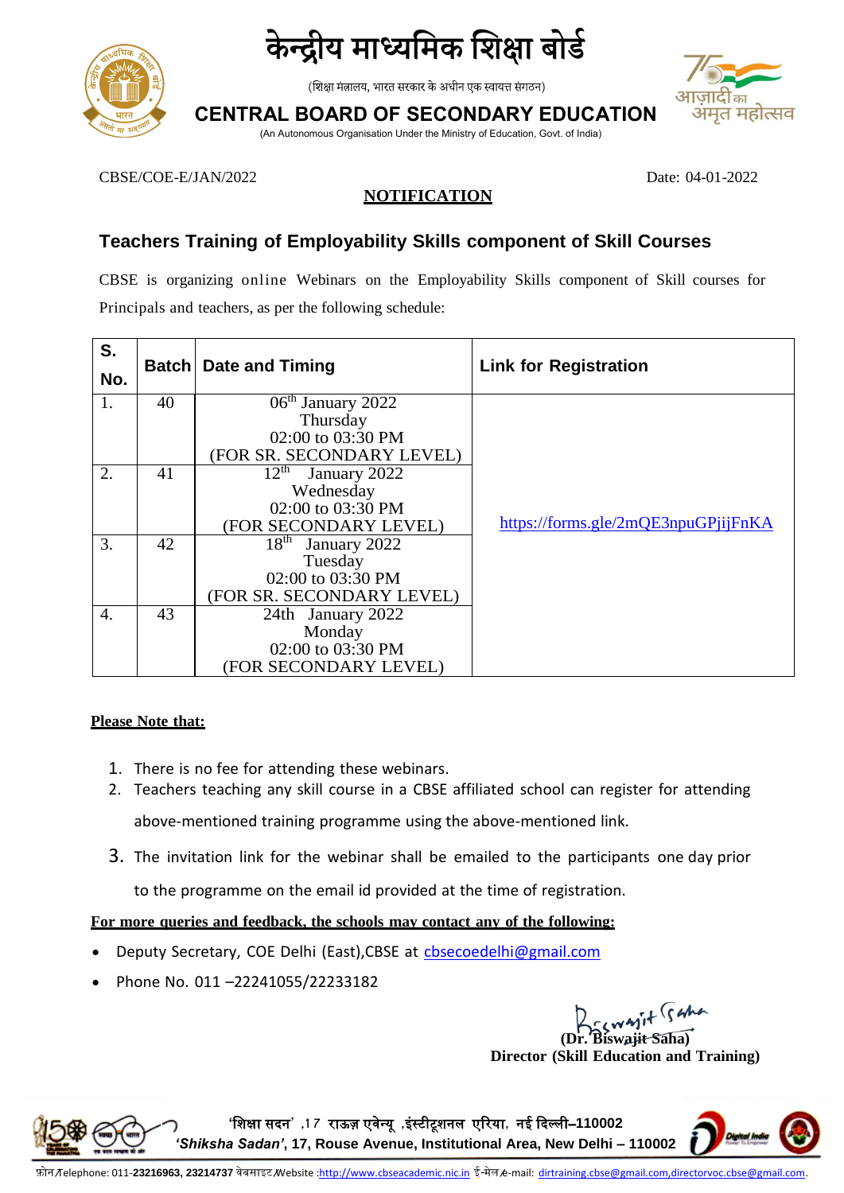# केन्द्रीय माध्यमिक शिक्षा बोर्ड

(शिक्षा मंत्रालय, भारत सरकार के अधीन एक स्वायत्त संगठन)

# CENTRAL BOARD OF SECONDARY EDUCATION

(An Autonomous Organisation Under the Ministry of Education, Govt. of India)

CBSE/COE-E/JAN/2022 Date: 04-01-2022

**NOTIFICATION**

## Teachers Training of Employability Skills component of Skill Courses

CBSE is organizing online Webinars on the Employability Skills component of Skill courses for Principals and teachers, as per the following schedule:

| S. No. | Batch | Date and Timing | Link for Registration |
|---|---|---|---|
| 1. | 40 | 06th January 2022 Thursday 02:00 to 03:30 PM (FOR SR. SECONDARY LEVEL) | https://forms.gle/2mQE3npuGPjijFnKA |
| 2. | 41 | 12th January 2022 Wednesday 02:00 to 03:30 PM (FOR SECONDARY LEVEL) | |
| 3. | 42 | 18th January 2022 Tuesday 02:00 to 03:30 PM (FOR SR. SECONDARY LEVEL) | |
| 4. | 43 | 24th January 2022 Monday 02:00 to 03:30 PM (FOR SECONDARY LEVEL) | |

**Please Note that:**

1. There is no fee for attending these webinars.
2. Teachers teaching any skill course in a CBSE affiliated school can register for attending above-mentioned training programme using the above-mentioned link.
3. The invitation link for the webinar shall be emailed to the participants one day prior to the programme on the email id provided at the time of registration.

**For more queries and feedback, the schools may contact any of the following:**

- Deputy Secretary, COE Delhi (East),CBSE at cbsecoedelhi@gmail.com
- Phone No. 011 –22241055/22233182

(Dr. Biswajit Saha)
**Director (Skill Education and Training)**

'शिक्षा सदन' ,17 राऊज़ एवेन्यू ,इंस्टीटूशनल एरिया, नई दिल्ली–110002
*'Shiksha Sadan'*, 17, Rouse Avenue, Institutional Area, New Delhi – 110002

फ़ोन/Telephone: 011-23216963, 23214737 वेबसाइट/Website :http://www.cbseacademic.nic.in ई-मेल/e-mail: dirtraining.cbse@gmail.com,directorvoc.cbse@gmail.com.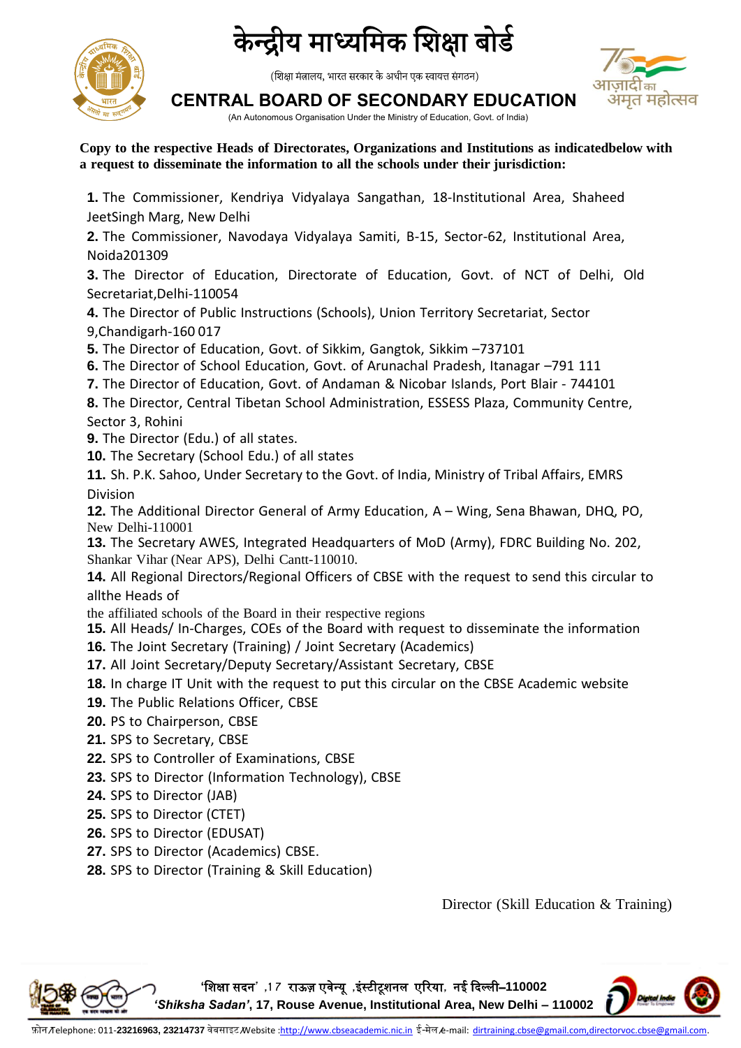# केन्द्रीय माध्यमिक शिक्षा बोर्ड

(शिक्षा मंत्रालय, भारत सरकार के अधीन एक स्वायत्त संगठन)

## CENTRAL BOARD OF SECONDARY EDUCATION

(An Autonomous Organisation Under the Ministry of Education, Govt. of India)

**Copy to the respective Heads of Directorates, Organizations and Institutions as indicatedbelow with a request to disseminate the information to all the schools under their jurisdiction:**

**1.** The Commissioner, Kendriya Vidyalaya Sangathan, 18-Institutional Area, Shaheed JeetSingh Marg, New Delhi
**2.** The Commissioner, Navodaya Vidyalaya Samiti, B-15, Sector-62, Institutional Area, Noida201309
**3.** The Director of Education, Directorate of Education, Govt. of NCT of Delhi, Old Secretariat,Delhi-110054
**4.** The Director of Public Instructions (Schools), Union Territory Secretariat, Sector 9,Chandigarh-160 017
**5.** The Director of Education, Govt. of Sikkim, Gangtok, Sikkim –737101
**6.** The Director of School Education, Govt. of Arunachal Pradesh, Itanagar –791 111
**7.** The Director of Education, Govt. of Andaman & Nicobar Islands, Port Blair - 744101
**8.** The Director, Central Tibetan School Administration, ESSESS Plaza, Community Centre, Sector 3, Rohini
**9.** The Director (Edu.) of all states.
**10.** The Secretary (School Edu.) of all states
**11.** Sh. P.K. Sahoo, Under Secretary to the Govt. of India, Ministry of Tribal Affairs, EMRS Division
**12.** The Additional Director General of Army Education, A – Wing, Sena Bhawan, DHQ, PO, New Delhi-110001
**13.** The Secretary AWES, Integrated Headquarters of MoD (Army), FDRC Building No. 202, Shankar Vihar (Near APS), Delhi Cantt-110010.
**14.** All Regional Directors/Regional Officers of CBSE with the request to send this circular to allthe Heads of the affiliated schools of the Board in their respective regions
**15.** All Heads/ In-Charges, COEs of the Board with request to disseminate the information
**16.** The Joint Secretary (Training) / Joint Secretary (Academics)
**17.** All Joint Secretary/Deputy Secretary/Assistant Secretary, CBSE
**18.** In charge IT Unit with the request to put this circular on the CBSE Academic website
**19.** The Public Relations Officer, CBSE
**20.** PS to Chairperson, CBSE
**21.** SPS to Secretary, CBSE
**22.** SPS to Controller of Examinations, CBSE
**23.** SPS to Director (Information Technology), CBSE
**24.** SPS to Director (JAB)
**25.** SPS to Director (CTET)
**26.** SPS to Director (EDUSAT)
**27.** SPS to Director (Academics) CBSE.
**28.** SPS to Director (Training & Skill Education)

Director (Skill Education & Training)

'शिक्षा सदन' ,17 राऊज़ एवेन्यू ,इंस्टीटूशनल एरिया, नई दिल्ली–110002
*'Shiksha Sadan'*, 17, Rouse Avenue, Institutional Area, New Delhi – 110002

फ़ोन/Telephone: 011-**23216963, 23214737** वेबसाइट/Website :http://www.cbseacademic.nic.in ई-मेल/e-mail: dirtraining.cbse@gmail.com,directorvoc.cbse@gmail.com.